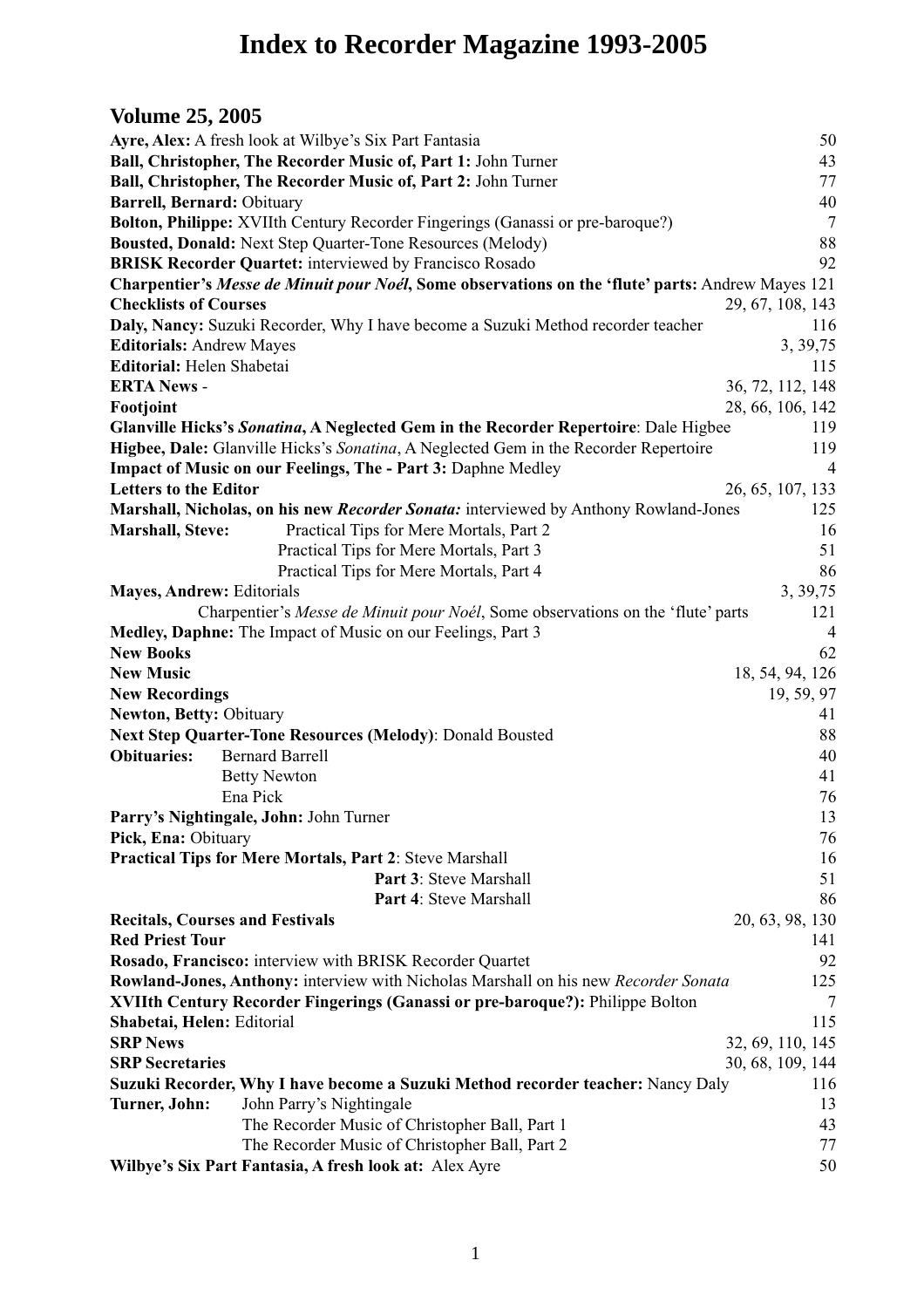# Index to Recorder Magazine 1993-2005

## Volume 25, 2005

**Ayre, Alex:** A fresh look at Wilbye's Six Part Fantasia 50
**Ball, Christopher, The Recorder Music of, Part 1:** John Turner 43
**Ball, Christopher, The Recorder Music of, Part 2:** John Turner 77
**Barrell, Bernard:** Obituary 40
**Bolton, Philippe:** XVIIth Century Recorder Fingerings (Ganassi or pre-baroque?) 7
**Bousted, Donald:** Next Step Quarter-Tone Resources (Melody) 88
**BRISK Recorder Quartet:** interviewed by Francisco Rosado 92
**Charpentier's *Messe de Minuit pour Noél*, Some observations on the 'flute' parts:** Andrew Mayes 121
**Checklists of Courses** 29, 67, 108, 143
**Daly, Nancy:** Suzuki Recorder, Why I have become a Suzuki Method recorder teacher 116
**Editorials:** Andrew Mayes 3, 39,75
**Editorial:** Helen Shabetai 115
**ERTA News** - 36, 72, 112, 148
**Footjoint** 28, 66, 106, 142
**Glanville Hicks's *Sonatina*, A Neglected Gem in the Recorder Repertoire**: Dale Higbee 119
**Higbee, Dale:** Glanville Hicks's *Sonatina*, A Neglected Gem in the Recorder Repertoire 119
**Impact of Music on our Feelings, The - Part 3:** Daphne Medley 4
**Letters to the Editor** 26, 65, 107, 133
**Marshall, Nicholas, on his new *Recorder Sonata:*** interviewed by Anthony Rowland-Jones 125
**Marshall, Steve:** Practical Tips for Mere Mortals, Part 2 16
Practical Tips for Mere Mortals, Part 3 51
Practical Tips for Mere Mortals, Part 4 86
**Mayes, Andrew:** Editorials 3, 39,75
Charpentier's *Messe de Minuit pour Noél*, Some observations on the 'flute' parts 121
**Medley, Daphne:** The Impact of Music on our Feelings, Part 3 4
**New Books** 62
**New Music** 18, 54, 94, 126
**New Recordings** 19, 59, 97
**Newton, Betty:** Obituary 41
**Next Step Quarter-Tone Resources (Melody)**: Donald Bousted 88
**Obituaries:** Bernard Barrell 40
Betty Newton 41
Ena Pick 76
**Parry's Nightingale, John:** John Turner 13
**Pick, Ena:** Obituary 76
**Practical Tips for Mere Mortals, Part 2**: Steve Marshall 16
**Part 3**: Steve Marshall 51
**Part 4**: Steve Marshall 86
**Recitals, Courses and Festivals** 20, 63, 98, 130
**Red Priest Tour** 141
**Rosado, Francisco:** interview with BRISK Recorder Quartet 92
**Rowland-Jones, Anthony:** interview with Nicholas Marshall on his new *Recorder Sonata* 125
**XVIIth Century Recorder Fingerings (Ganassi or pre-baroque?):** Philippe Bolton 7
**Shabetai, Helen:** Editorial 115
**SRP News** 32, 69, 110, 145
**SRP Secretaries** 30, 68, 109, 144
**Suzuki Recorder, Why I have become a Suzuki Method recorder teacher:** Nancy Daly 116
**Turner, John:** John Parry's Nightingale 13
The Recorder Music of Christopher Ball, Part 1 43
The Recorder Music of Christopher Ball, Part 2 77
**Wilbye's Six Part Fantasia, A fresh look at:** Alex Ayre 50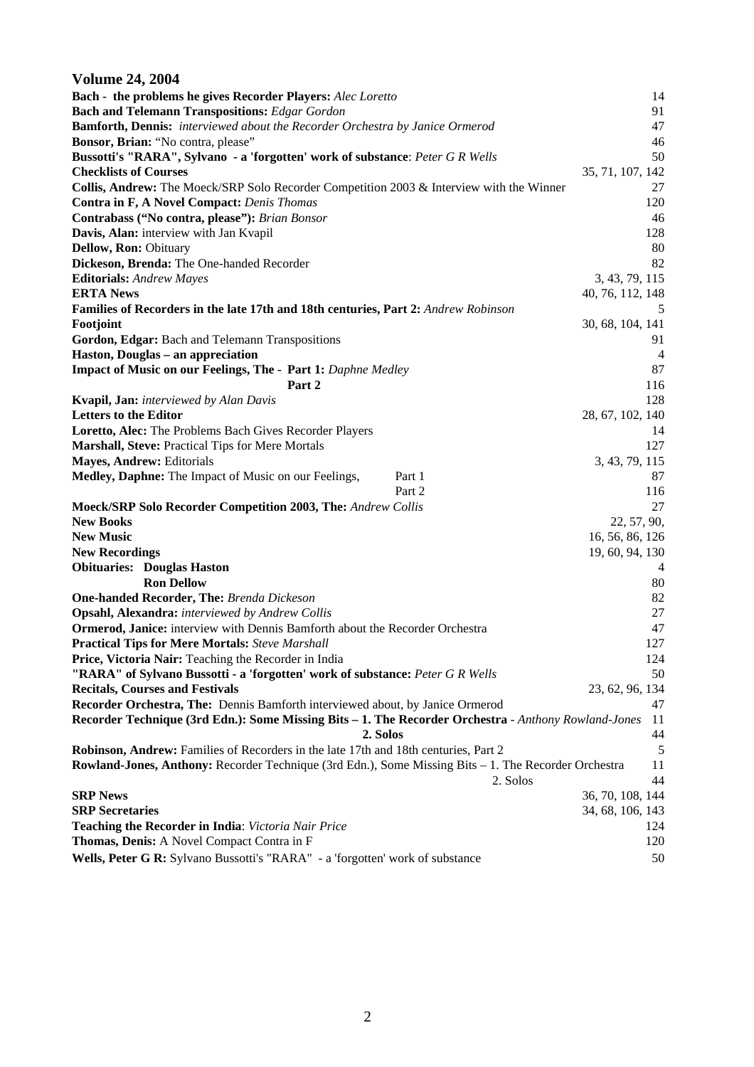## Volume 24, 2004

| Entry | Pages |
|---|---|
| **Bach - the problems he gives Recorder Players:** *Alec Loretto* | 14 |
| **Bach and Telemann Transpositions:** *Edgar Gordon* | 91 |
| **Bamforth, Dennis:** *interviewed about the Recorder Orchestra by Janice Ormerod* | 47 |
| **Bonsor, Brian:** "No contra, please" | 46 |
| **Bussotti's "RARA", Sylvano - a 'forgotten' work of substance**: *Peter G R Wells* | 50 |
| **Checklists of Courses** | 35, 71, 107, 142 |
| **Collis, Andrew:** The Moeck/SRP Solo Recorder Competition 2003 & Interview with the Winner | 27 |
| **Contra in F, A Novel Compact:** *Denis Thomas* | 120 |
| **Contrabass ("No contra, please"):** *Brian Bonsor* | 46 |
| **Davis, Alan:** interview with Jan Kvapil | 128 |
| **Dellow, Ron:** Obituary | 80 |
| **Dickeson, Brenda:** The One-handed Recorder | 82 |
| **Editorials:** *Andrew Mayes* | 3, 43, 79, 115 |
| **ERTA News** | 40, 76, 112, 148 |
| **Families of Recorders in the late 17th and 18th centuries, Part 2:** *Andrew Robinson* | 5 |
| **Footjoint** | 30, 68, 104, 141 |
| **Gordon, Edgar:** Bach and Telemann Transpositions | 91 |
| **Haston, Douglas – an appreciation** | 4 |
| **Impact of Music on our Feelings, The - Part 1:** *Daphne Medley* | 87 |
| **Part 2** | 116 |
| **Kvapil, Jan:** *interviewed by Alan Davis* | 128 |
| **Letters to the Editor** | 28, 67, 102, 140 |
| **Loretto, Alec:** The Problems Bach Gives Recorder Players | 14 |
| **Marshall, Steve:** Practical Tips for Mere Mortals | 127 |
| **Mayes, Andrew:** Editorials | 3, 43, 79, 115 |
| **Medley, Daphne:** The Impact of Music on our Feelings, Part 1 | 87 |
| Part 2 | 116 |
| **Moeck/SRP Solo Recorder Competition 2003, The:** *Andrew Collis* | 27 |
| **New Books** | 22, 57, 90, |
| **New Music** | 16, 56, 86, 126 |
| **New Recordings** | 19, 60, 94, 130 |
| **Obituaries: Douglas Haston** | 4 |
| **Ron Dellow** | 80 |
| **One-handed Recorder, The:** *Brenda Dickeson* | 82 |
| **Opsahl, Alexandra:** *interviewed by Andrew Collis* | 27 |
| **Ormerod, Janice:** interview with Dennis Bamforth about the Recorder Orchestra | 47 |
| **Practical Tips for Mere Mortals:** *Steve Marshall* | 127 |
| **Price, Victoria Nair:** Teaching the Recorder in India | 124 |
| **"RARA" of Sylvano Bussotti - a 'forgotten' work of substance:** *Peter G R Wells* | 50 |
| **Recitals, Courses and Festivals** | 23, 62, 96, 134 |
| **Recorder Orchestra, The:** Dennis Bamforth interviewed about, by Janice Ormerod | 47 |
| **Recorder Technique (3rd Edn.): Some Missing Bits – 1. The Recorder Orchestra** - *Anthony Rowland-Jones* | 11 |
| **2. Solos** | 44 |
| **Robinson, Andrew:** Families of Recorders in the late 17th and 18th centuries, Part 2 | 5 |
| **Rowland-Jones, Anthony:** Recorder Technique (3rd Edn.), Some Missing Bits – 1. The Recorder Orchestra | 11 |
| 2. Solos | 44 |
| **SRP News** | 36, 70, 108, 144 |
| **SRP Secretaries** | 34, 68, 106, 143 |
| **Teaching the Recorder in India**: *Victoria Nair Price* | 124 |
| **Thomas, Denis:** A Novel Compact Contra in F | 120 |
| **Wells, Peter G R:** Sylvano Bussotti's "RARA" - a 'forgotten' work of substance | 50 |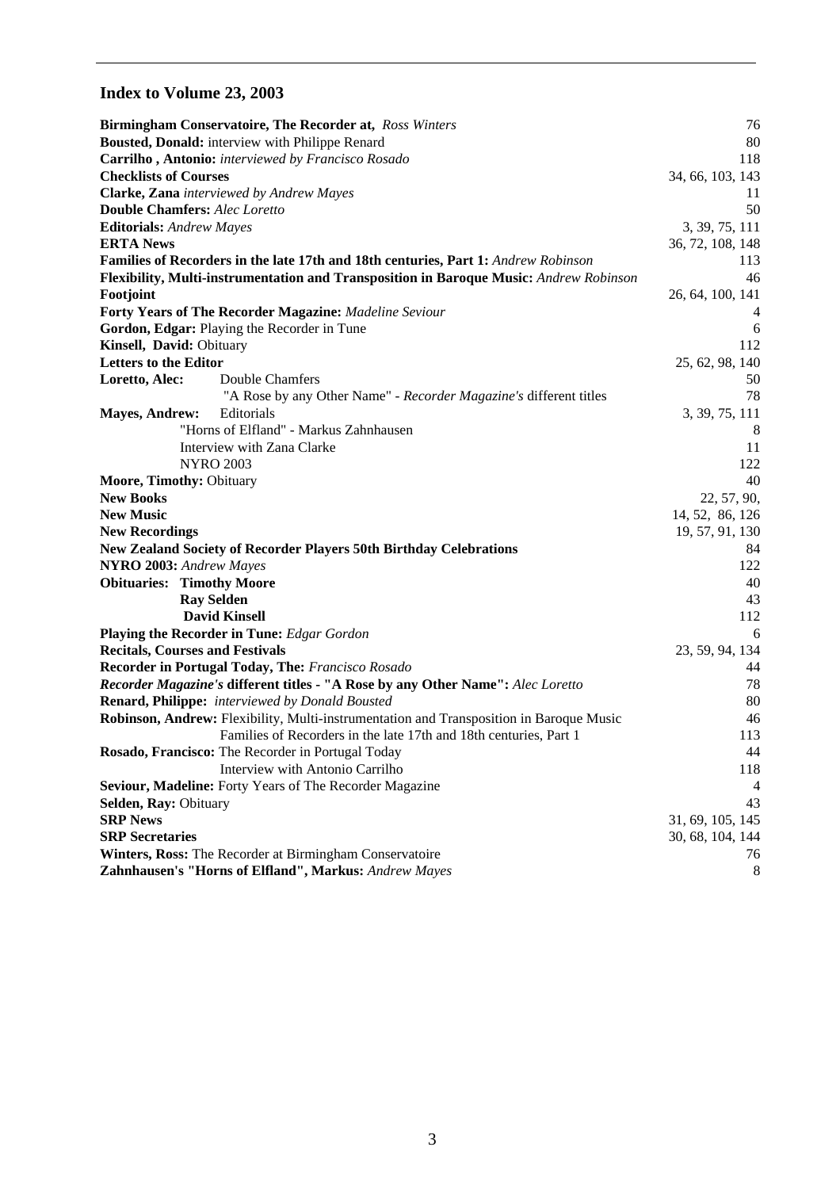## Index to Volume 23, 2003

| | |
|---|---|
| **Birmingham Conservatoire, The Recorder at,** *Ross Winters* | 76 |
| **Bousted, Donald:** interview with Philippe Renard | 80 |
| **Carrilho , Antonio:** *interviewed by Francisco Rosado* | 118 |
| **Checklists of Courses** | 34, 66, 103, 143 |
| **Clarke, Zana** *interviewed by Andrew Mayes* | 11 |
| **Double Chamfers:** *Alec Loretto* | 50 |
| **Editorials:** *Andrew Mayes* | 3, 39, 75, 111 |
| **ERTA News** | 36, 72, 108, 148 |
| **Families of Recorders in the late 17th and 18th centuries, Part 1:** *Andrew Robinson* | 113 |
| **Flexibility, Multi-instrumentation and Transposition in Baroque Music:** *Andrew Robinson* | 46 |
| **Footjoint** | 26, 64, 100, 141 |
| **Forty Years of The Recorder Magazine:** *Madeline Seviour* | 4 |
| **Gordon, Edgar:** Playing the Recorder in Tune | 6 |
| **Kinsell, David:** Obituary | 112 |
| **Letters to the Editor** | 25, 62, 98, 140 |
| **Loretto, Alec:** Double Chamfers | 50 |
| "A Rose by any Other Name" - *Recorder Magazine's* different titles | 78 |
| **Mayes, Andrew:** Editorials | 3, 39, 75, 111 |
| "Horns of Elfland" - Markus Zahnhausen | 8 |
| Interview with Zana Clarke | 11 |
| NYRO 2003 | 122 |
| **Moore, Timothy:** Obituary | 40 |
| **New Books** | 22, 57, 90, |
| **New Music** | 14, 52, 86, 126 |
| **New Recordings** | 19, 57, 91, 130 |
| **New Zealand Society of Recorder Players 50th Birthday Celebrations** | 84 |
| **NYRO 2003:** *Andrew Mayes* | 122 |
| **Obituaries: Timothy Moore** | 40 |
| **Ray Selden** | 43 |
| **David Kinsell** | 112 |
| **Playing the Recorder in Tune:** *Edgar Gordon* | 6 |
| **Recitals, Courses and Festivals** | 23, 59, 94, 134 |
| **Recorder in Portugal Today, The:** *Francisco Rosado* | 44 |
| ***Recorder Magazine's* different titles - "A Rose by any Other Name":** *Alec Loretto* | 78 |
| **Renard, Philippe:** *interviewed by Donald Bousted* | 80 |
| **Robinson, Andrew:** Flexibility, Multi-instrumentation and Transposition in Baroque Music | 46 |
| Families of Recorders in the late 17th and 18th centuries, Part 1 | 113 |
| **Rosado, Francisco:** The Recorder in Portugal Today | 44 |
| Interview with Antonio Carrilho | 118 |
| **Seviour, Madeline:** Forty Years of The Recorder Magazine | 4 |
| **Selden, Ray:** Obituary | 43 |
| **SRP News** | 31, 69, 105, 145 |
| **SRP Secretaries** | 30, 68, 104, 144 |
| **Winters, Ross:** The Recorder at Birmingham Conservatoire | 76 |
| **Zahnhausen's "Horns of Elfland", Markus:** *Andrew Mayes* | 8 |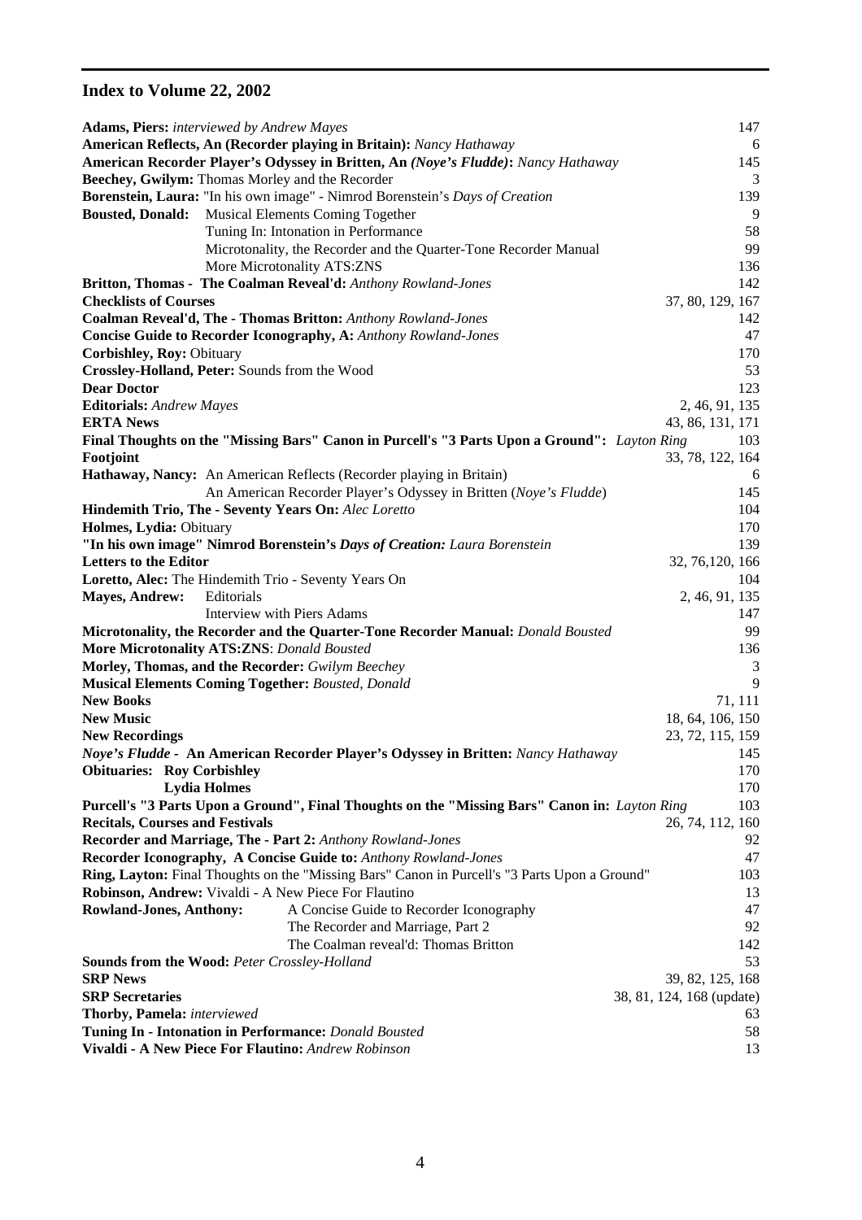## Index to Volume 22, 2002

**Adams, Piers:** *interviewed by Andrew Mayes* 147

**American Reflects, An (Recorder playing in Britain):** *Nancy Hathaway* 6

**American Recorder Player's Odyssey in Britten, An** ***(Noye's Fludde)*****:** *Nancy Hathaway* 145

**Beechey, Gwilym:** Thomas Morley and the Recorder 3

**Borenstein, Laura:** "In his own image" - Nimrod Borenstein's *Days of Creation* 139

**Bousted, Donald:** Musical Elements Coming Together 9
- Tuning In: Intonation in Performance 58
- Microtonality, the Recorder and the Quarter-Tone Recorder Manual 99
- More Microtonality ATS:ZNS 136

**Britton, Thomas - The Coalman Reveal'd:** *Anthony Rowland-Jones* 142

**Checklists of Courses** 37, 80, 129, 167

**Coalman Reveal'd, The - Thomas Britton:** *Anthony Rowland-Jones* 142

**Concise Guide to Recorder Iconography, A:** *Anthony Rowland-Jones* 47

**Corbishley, Roy:** Obituary 170

**Crossley-Holland, Peter:** Sounds from the Wood 53

**Dear Doctor** 123

**Editorials:** *Andrew Mayes* 2, 46, 91, 135

**ERTA News** 43, 86, 131, 171

**Final Thoughts on the "Missing Bars" Canon in Purcell's "3 Parts Upon a Ground":** *Layton Ring* 103

**Footjoint** 33, 78, 122, 164

**Hathaway, Nancy:** An American Reflects (Recorder playing in Britain) 6
- An American Recorder Player's Odyssey in Britten (*Noye's Fludde*) 145

**Hindemith Trio, The - Seventy Years On:** *Alec Loretto* 104

**Holmes, Lydia:** Obituary 170

**"In his own image" Nimrod Borenstein's** ***Days of Creation*****:** *Laura Borenstein* 139

**Letters to the Editor** 32, 76,120, 166

**Loretto, Alec:** The Hindemith Trio - Seventy Years On 104

**Mayes, Andrew:** Editorials 2, 46, 91, 135
- Interview with Piers Adams 147

**Microtonality, the Recorder and the Quarter-Tone Recorder Manual:** *Donald Bousted* 99

**More Microtonality ATS:ZNS**: *Donald Bousted* 136

**Morley, Thomas, and the Recorder:** *Gwilym Beechey* 3

**Musical Elements Coming Together:** *Bousted, Donald* 9

**New Books** 71, 111

**New Music** 18, 64, 106, 150

**New Recordings** 23, 72, 115, 159

***Noye's Fludde*** **- An American Recorder Player's Odyssey in Britten:** *Nancy Hathaway* 145

**Obituaries: Roy Corbishley** 170
- **Lydia Holmes** 170

**Purcell's "3 Parts Upon a Ground", Final Thoughts on the "Missing Bars" Canon in:** *Layton Ring* 103

**Recitals, Courses and Festivals** 26, 74, 112, 160

**Recorder and Marriage, The - Part 2:** *Anthony Rowland-Jones* 92

**Recorder Iconography, A Concise Guide to:** *Anthony Rowland-Jones* 47

**Ring, Layton:** Final Thoughts on the "Missing Bars" Canon in Purcell's "3 Parts Upon a Ground" 103

**Robinson, Andrew:** Vivaldi - A New Piece For Flautino 13

**Rowland-Jones, Anthony:** A Concise Guide to Recorder Iconography 47
- The Recorder and Marriage, Part 2 92
- The Coalman reveal'd: Thomas Britton 142

**Sounds from the Wood:** *Peter Crossley-Holland* 53

**SRP News** 39, 82, 125, 168

**SRP Secretaries** 38, 81, 124, 168 (update)

**Thorby, Pamela:** *interviewed* 63

**Tuning In - Intonation in Performance:** *Donald Bousted* 58

**Vivaldi - A New Piece For Flautino:** *Andrew Robinson* 13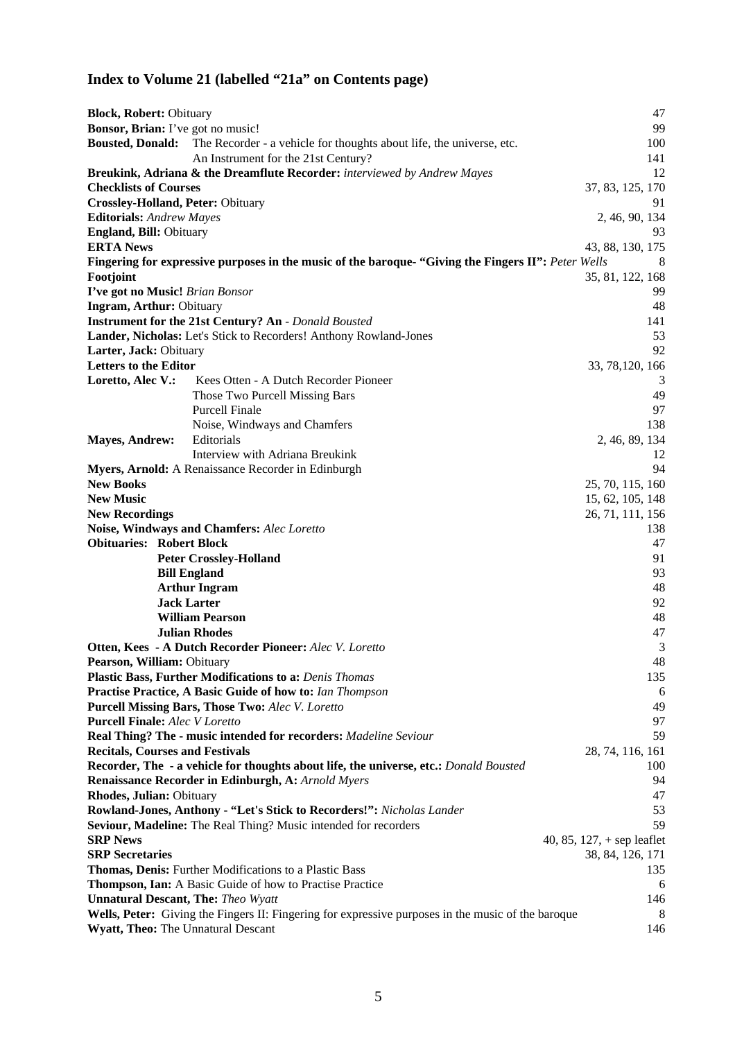# Index to Volume 21 (labelled "21a" on Contents page)

| | |
|---|---|
| **Block, Robert:** Obituary | 47 |
| **Bonsor, Brian:** I've got no music! | 99 |
| **Bousted, Donald:** The Recorder - a vehicle for thoughts about life, the universe, etc. | 100 |
| An Instrument for the 21st Century? | 141 |
| **Breukink, Adriana & the Dreamflute Recorder:** *interviewed by Andrew Mayes* | 12 |
| **Checklists of Courses** | 37, 83, 125, 170 |
| **Crossley-Holland, Peter:** Obituary | 91 |
| **Editorials:** *Andrew Mayes* | 2, 46, 90, 134 |
| **England, Bill:** Obituary | 93 |
| **ERTA News** | 43, 88, 130, 175 |
| **Fingering for expressive purposes in the music of the baroque- "Giving the Fingers II":** *Peter Wells* | 8 |
| **Footjoint** | 35, 81, 122, 168 |
| **I've got no Music!** *Brian Bonsor* | 99 |
| **Ingram, Arthur:** Obituary | 48 |
| **Instrument for the 21st Century? An** - *Donald Bousted* | 141 |
| **Lander, Nicholas:** Let's Stick to Recorders! Anthony Rowland-Jones | 53 |
| **Larter, Jack:** Obituary | 92 |
| **Letters to the Editor** | 33, 78,120, 166 |
| **Loretto, Alec V.:** Kees Otten - A Dutch Recorder Pioneer | 3 |
| Those Two Purcell Missing Bars | 49 |
| Purcell Finale | 97 |
| Noise, Windways and Chamfers | 138 |
| **Mayes, Andrew:** Editorials | 2, 46, 89, 134 |
| Interview with Adriana Breukink | 12 |
| **Myers, Arnold:** A Renaissance Recorder in Edinburgh | 94 |
| **New Books** | 25, 70, 115, 160 |
| **New Music** | 15, 62, 105, 148 |
| **New Recordings** | 26, 71, 111, 156 |
| **Noise, Windways and Chamfers:** *Alec Loretto* | 138 |
| **Obituaries: Robert Block** | 47 |
| **Peter Crossley-Holland** | 91 |
| **Bill England** | 93 |
| **Arthur Ingram** | 48 |
| **Jack Larter** | 92 |
| **William Pearson** | 48 |
| **Julian Rhodes** | 47 |
| **Otten, Kees - A Dutch Recorder Pioneer:** *Alec V. Loretto* | 3 |
| **Pearson, William:** Obituary | 48 |
| **Plastic Bass, Further Modifications to a:** *Denis Thomas* | 135 |
| **Practise Practice, A Basic Guide of how to:** *Ian Thompson* | 6 |
| **Purcell Missing Bars, Those Two:** *Alec V. Loretto* | 49 |
| **Purcell Finale:** *Alec V Loretto* | 97 |
| **Real Thing? The - music intended for recorders:** *Madeline Seviour* | 59 |
| **Recitals, Courses and Festivals** | 28, 74, 116, 161 |
| **Recorder, The - a vehicle for thoughts about life, the universe, etc.:** *Donald Bousted* | 100 |
| **Renaissance Recorder in Edinburgh, A:** *Arnold Myers* | 94 |
| **Rhodes, Julian:** Obituary | 47 |
| **Rowland-Jones, Anthony - "Let's Stick to Recorders!":** *Nicholas Lander* | 53 |
| **Seviour, Madeline:** The Real Thing? Music intended for recorders | 59 |
| **SRP News** | 40, 85, 127, + sep leaflet |
| **SRP Secretaries** | 38, 84, 126, 171 |
| **Thomas, Denis:** Further Modifications to a Plastic Bass | 135 |
| **Thompson, Ian:** A Basic Guide of how to Practise Practice | 6 |
| **Unnatural Descant, The:** *Theo Wyatt* | 146 |
| **Wells, Peter:** Giving the Fingers II: Fingering for expressive purposes in the music of the baroque | 8 |
| **Wyatt, Theo:** The Unnatural Descant | 146 |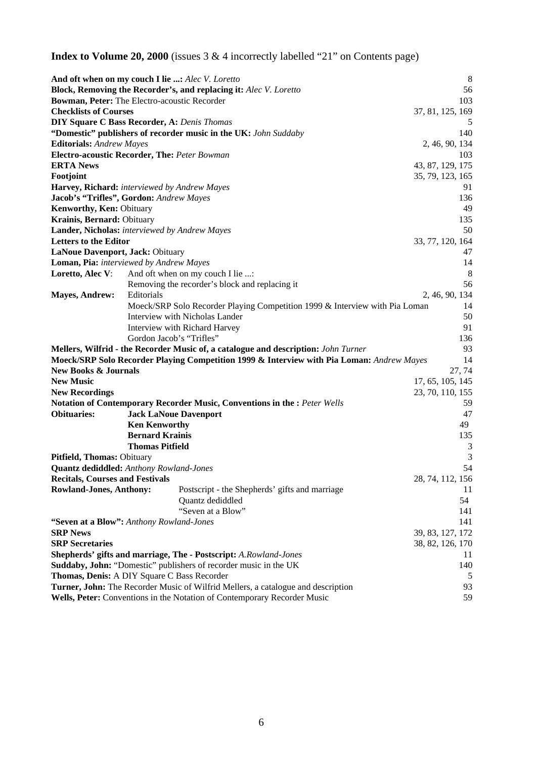## **Index to Volume 20, 2000** (issues 3 & 4 incorrectly labelled "21" on Contents page)

| | | |
|---|---|---|
| **And oft when on my couch I lie ...:** *Alec V. Loretto* | | 8 |
| **Block, Removing the Recorder's, and replacing it:** *Alec V. Loretto* | | 56 |
| **Bowman, Peter:** The Electro-acoustic Recorder | | 103 |
| **Checklists of Courses** | | 37, 81, 125, 169 |
| **DIY Square C Bass Recorder, A:** *Denis Thomas* | | 5 |
| **"Domestic" publishers of recorder music in the UK:** *John Suddaby* | | 140 |
| **Editorials:** *Andrew Mayes* | | 2, 46, 90, 134 |
| **Electro-acoustic Recorder, The:** *Peter Bowman* | | 103 |
| **ERTA News** | | 43, 87, 129, 175 |
| **Footjoint** | | 35, 79, 123, 165 |
| **Harvey, Richard:** *interviewed by Andrew Mayes* | | 91 |
| **Jacob's "Trifles", Gordon:** *Andrew Mayes* | | 136 |
| **Kenworthy, Ken:** Obituary | | 49 |
| **Krainis, Bernard:** Obituary | | 135 |
| **Lander, Nicholas:** *interviewed by Andrew Mayes* | | 50 |
| **Letters to the Editor** | | 33, 77, 120, 164 |
| **LaNoue Davenport, Jack:** Obituary | | 47 |
| **Loman, Pia:** *interviewed by Andrew Mayes* | | 14 |
| **Loretto, Alec V**: | And oft when on my couch I lie ...: | 8 |
| | Removing the recorder's block and replacing it | 56 |
| **Mayes, Andrew:** | Editorials | 2, 46, 90, 134 |
| | Moeck/SRP Solo Recorder Playing Competition 1999 & Interview with Pia Loman | 14 |
| | Interview with Nicholas Lander | 50 |
| | Interview with Richard Harvey | 91 |
| | Gordon Jacob's "Trifles" | 136 |
| **Mellers, Wilfrid - the Recorder Music of, a catalogue and description:** *John Turner* | | 93 |
| **Moeck/SRP Solo Recorder Playing Competition 1999 & Interview with Pia Loman:** *Andrew Mayes* | | 14 |
| **New Books & Journals** | | 27, 74 |
| **New Music** | | 17, 65, 105, 145 |
| **New Recordings** | | 23, 70, 110, 155 |
| **Notation of Contemporary Recorder Music, Conventions in the :** *Peter Wells* | | 59 |
| **Obituaries:** | **Jack LaNoue Davenport** | 47 |
| | **Ken Kenworthy** | 49 |
| | **Bernard Krainis** | 135 |
| | **Thomas Pitfield** | 3 |
| **Pitfield, Thomas:** Obituary | | 3 |
| **Quantz dediddled:** *Anthony Rowland-Jones* | | 54 |
| **Recitals, Courses and Festivals** | | 28, 74, 112, 156 |
| **Rowland-Jones, Anthony:** | Postscript - the Shepherds' gifts and marriage | 11 |
| | Quantz dediddled | 54 |
| | "Seven at a Blow" | 141 |
| **"Seven at a Blow":** *Anthony Rowland-Jones* | | 141 |
| **SRP News** | | 39, 83, 127, 172 |
| **SRP Secretaries** | | 38, 82, 126, 170 |
| **Shepherds' gifts and marriage, The - Postscript:** *A.Rowland-Jones* | | 11 |
| **Suddaby, John:** "Domestic" publishers of recorder music in the UK | | 140 |
| **Thomas, Denis:** A DIY Square C Bass Recorder | | 5 |
| **Turner, John:** The Recorder Music of Wilfrid Mellers, a catalogue and description | | 93 |
| **Wells, Peter:** Conventions in the Notation of Contemporary Recorder Music | | 59 |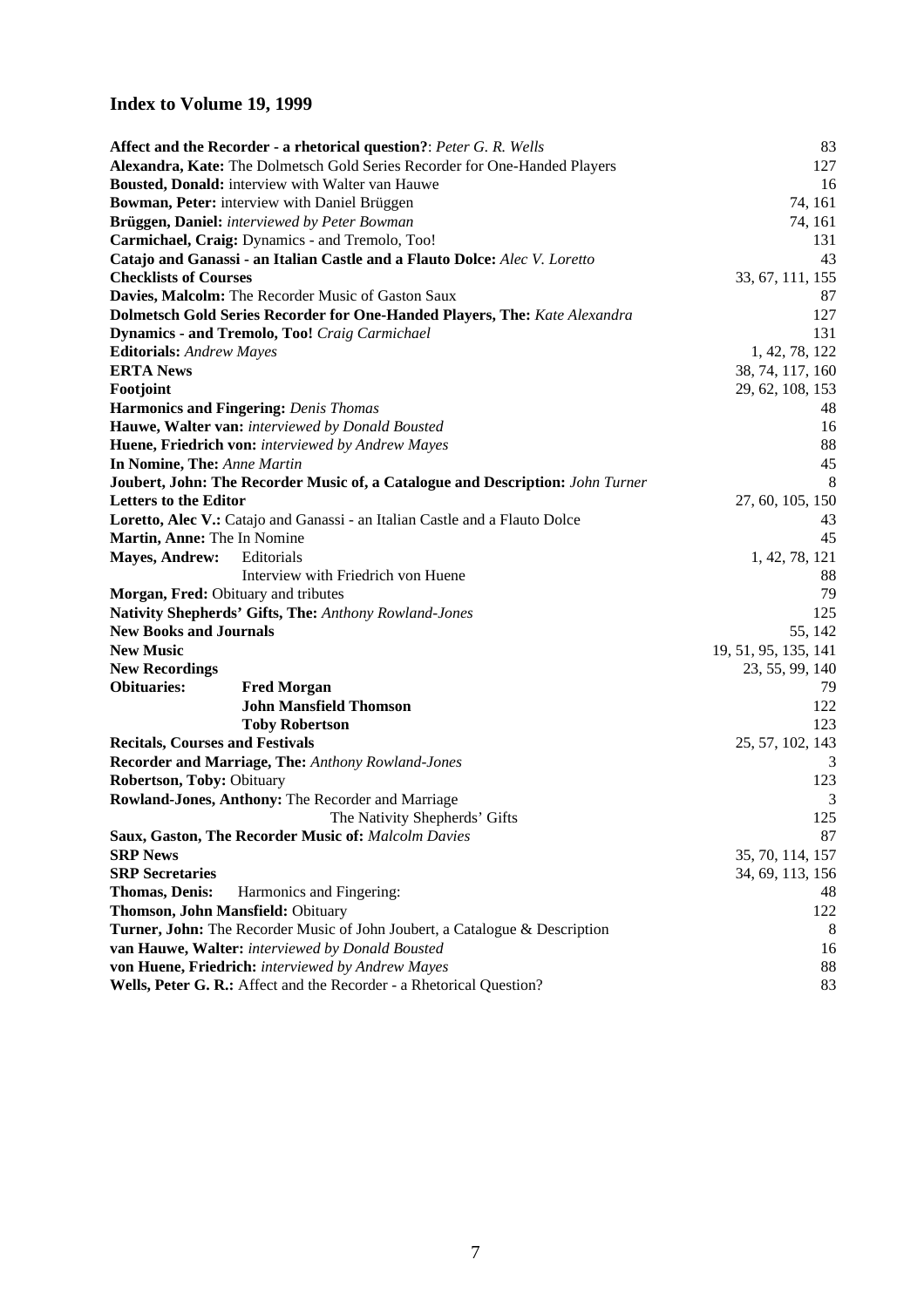## Index to Volume 19, 1999

| | |
|---|---|
| **Affect and the Recorder - a rhetorical question?**: *Peter G. R. Wells* | 83 |
| **Alexandra, Kate:** The Dolmetsch Gold Series Recorder for One-Handed Players | 127 |
| **Bousted, Donald:** interview with Walter van Hauwe | 16 |
| **Bowman, Peter:** interview with Daniel Brüggen | 74, 161 |
| **Brüggen, Daniel:** *interviewed by Peter Bowman* | 74, 161 |
| **Carmichael, Craig:** Dynamics - and Tremolo, Too! | 131 |
| **Catajo and Ganassi - an Italian Castle and a Flauto Dolce:** *Alec V. Loretto* | 43 |
| **Checklists of Courses** | 33, 67, 111, 155 |
| **Davies, Malcolm:** The Recorder Music of Gaston Saux | 87 |
| **Dolmetsch Gold Series Recorder for One-Handed Players, The:** *Kate Alexandra* | 127 |
| **Dynamics - and Tremolo, Too!** *Craig Carmichael* | 131 |
| **Editorials:** *Andrew Mayes* | 1, 42, 78, 122 |
| **ERTA News** | 38, 74, 117, 160 |
| **Footjoint** | 29, 62, 108, 153 |
| **Harmonics and Fingering:** *Denis Thomas* | 48 |
| **Hauwe, Walter van:** *interviewed by Donald Bousted* | 16 |
| **Huene, Friedrich von:** *interviewed by Andrew Mayes* | 88 |
| **In Nomine, The:** *Anne Martin* | 45 |
| **Joubert, John: The Recorder Music of, a Catalogue and Description:** *John Turner* | 8 |
| **Letters to the Editor** | 27, 60, 105, 150 |
| **Loretto, Alec V.:** Catajo and Ganassi - an Italian Castle and a Flauto Dolce | 43 |
| **Martin, Anne:** The In Nomine | 45 |
| **Mayes, Andrew:** Editorials | 1, 42, 78, 121 |
| Interview with Friedrich von Huene | 88 |
| **Morgan, Fred:** Obituary and tributes | 79 |
| **Nativity Shepherds' Gifts, The:** *Anthony Rowland-Jones* | 125 |
| **New Books and Journals** | 55, 142 |
| **New Music** | 19, 51, 95, 135, 141 |
| **New Recordings** | 23, 55, 99, 140 |
| **Obituaries:** **Fred Morgan** | 79 |
| **John Mansfield Thomson** | 122 |
| **Toby Robertson** | 123 |
| **Recitals, Courses and Festivals** | 25, 57, 102, 143 |
| **Recorder and Marriage, The:** *Anthony Rowland-Jones* | 3 |
| **Robertson, Toby:** Obituary | 123 |
| **Rowland-Jones, Anthony:** The Recorder and Marriage | 3 |
| The Nativity Shepherds' Gifts | 125 |
| **Saux, Gaston, The Recorder Music of:** *Malcolm Davies* | 87 |
| **SRP News** | 35, 70, 114, 157 |
| **SRP Secretaries** | 34, 69, 113, 156 |
| **Thomas, Denis:** Harmonics and Fingering: | 48 |
| **Thomson, John Mansfield:** Obituary | 122 |
| **Turner, John:** The Recorder Music of John Joubert, a Catalogue & Description | 8 |
| **van Hauwe, Walter:** *interviewed by Donald Bousted* | 16 |
| **von Huene, Friedrich:** *interviewed by Andrew Mayes* | 88 |
| **Wells, Peter G. R.:** Affect and the Recorder - a Rhetorical Question? | 83 |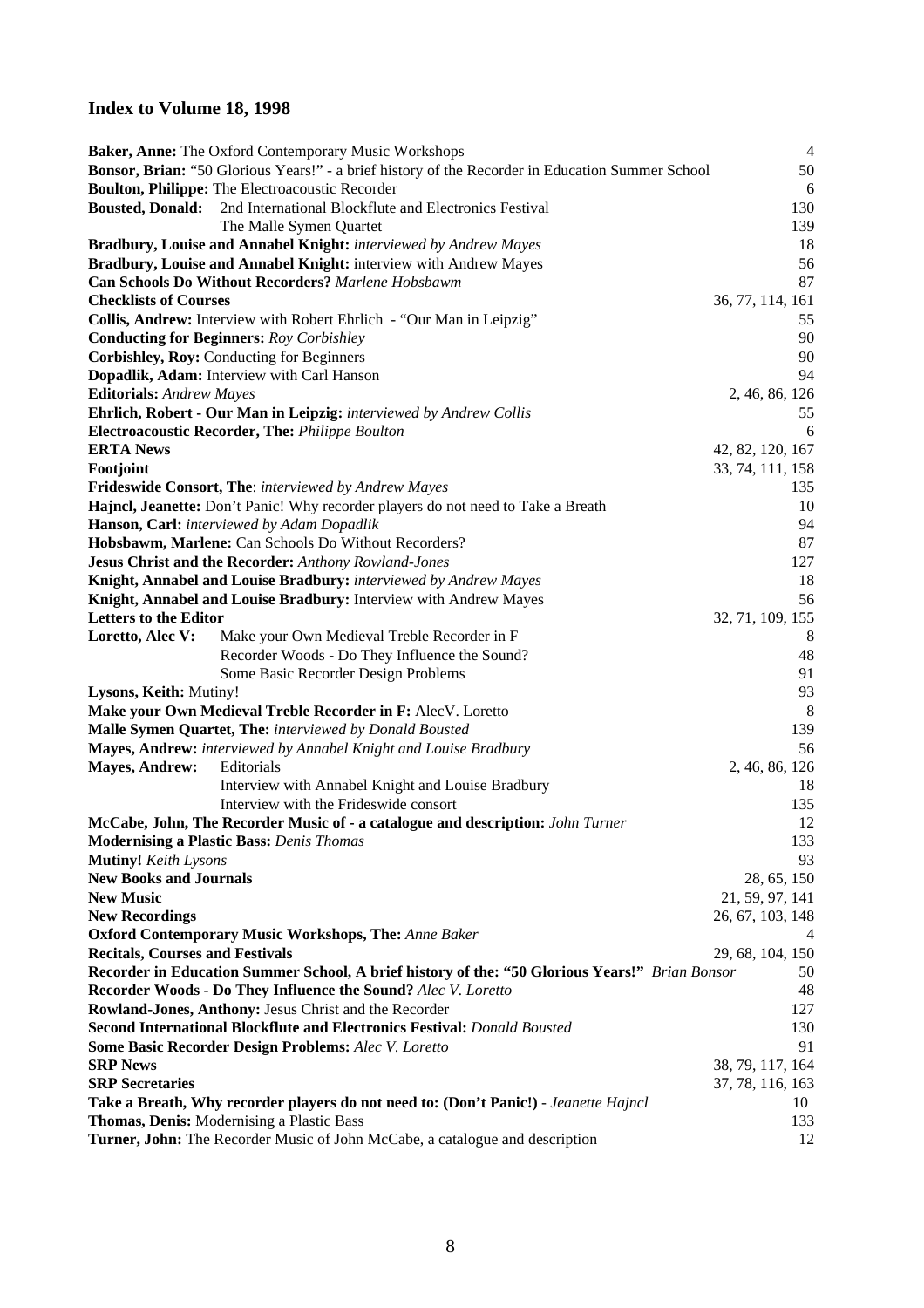## Index to Volume 18, 1998

| | |
|---|---|
| **Baker, Anne:** The Oxford Contemporary Music Workshops | 4 |
| **Bonsor, Brian:** "50 Glorious Years!" - a brief history of the Recorder in Education Summer School | 50 |
| **Boulton, Philippe:** The Electroacoustic Recorder | 6 |
| **Bousted, Donald:** 2nd International Blockflute and Electronics Festival | 130 |
| The Malle Symen Quartet | 139 |
| **Bradbury, Louise and Annabel Knight:** *interviewed by Andrew Mayes* | 18 |
| **Bradbury, Louise and Annabel Knight:** interview with Andrew Mayes | 56 |
| **Can Schools Do Without Recorders?** *Marlene Hobsbawm* | 87 |
| **Checklists of Courses** | 36, 77, 114, 161 |
| **Collis, Andrew:** Interview with Robert Ehrlich - "Our Man in Leipzig" | 55 |
| **Conducting for Beginners:** *Roy Corbishley* | 90 |
| **Corbishley, Roy:** Conducting for Beginners | 90 |
| **Dopadlik, Adam:** Interview with Carl Hanson | 94 |
| **Editorials:** *Andrew Mayes* | 2, 46, 86, 126 |
| **Ehrlich, Robert - Our Man in Leipzig:** *interviewed by Andrew Collis* | 55 |
| **Electroacoustic Recorder, The:** *Philippe Boulton* | 6 |
| **ERTA News** | 42, 82, 120, 167 |
| **Footjoint** | 33, 74, 111, 158 |
| **Frideswide Consort, The**: *interviewed by Andrew Mayes* | 135 |
| **Hajncl, Jeanette:** Don't Panic! Why recorder players do not need to Take a Breath | 10 |
| **Hanson, Carl:** *interviewed by Adam Dopadlik* | 94 |
| **Hobsbawm, Marlene:** Can Schools Do Without Recorders? | 87 |
| **Jesus Christ and the Recorder:** *Anthony Rowland-Jones* | 127 |
| **Knight, Annabel and Louise Bradbury:** *interviewed by Andrew Mayes* | 18 |
| **Knight, Annabel and Louise Bradbury:** Interview with Andrew Mayes | 56 |
| **Letters to the Editor** | 32, 71, 109, 155 |
| **Loretto, Alec V:** Make your Own Medieval Treble Recorder in F | 8 |
| Recorder Woods - Do They Influence the Sound? | 48 |
| Some Basic Recorder Design Problems | 91 |
| **Lysons, Keith:** Mutiny! | 93 |
| **Make your Own Medieval Treble Recorder in F:** AlecV. Loretto | 8 |
| **Malle Symen Quartet, The:** *interviewed by Donald Bousted* | 139 |
| **Mayes, Andrew:** *interviewed by Annabel Knight and Louise Bradbury* | 56 |
| **Mayes, Andrew:** Editorials | 2, 46, 86, 126 |
| Interview with Annabel Knight and Louise Bradbury | 18 |
| Interview with the Frideswide consort | 135 |
| **McCabe, John, The Recorder Music of - a catalogue and description:** *John Turner* | 12 |
| **Modernising a Plastic Bass:** *Denis Thomas* | 133 |
| **Mutiny!** *Keith Lysons* | 93 |
| **New Books and Journals** | 28, 65, 150 |
| **New Music** | 21, 59, 97, 141 |
| **New Recordings** | 26, 67, 103, 148 |
| **Oxford Contemporary Music Workshops, The:** *Anne Baker* | 4 |
| **Recitals, Courses and Festivals** | 29, 68, 104, 150 |
| **Recorder in Education Summer School, A brief history of the: "50 Glorious Years!"** *Brian Bonsor* | 50 |
| **Recorder Woods - Do They Influence the Sound?** *Alec V. Loretto* | 48 |
| **Rowland-Jones, Anthony:** Jesus Christ and the Recorder | 127 |
| **Second International Blockflute and Electronics Festival:** *Donald Bousted* | 130 |
| **Some Basic Recorder Design Problems:** *Alec V. Loretto* | 91 |
| **SRP News** | 38, 79, 117, 164 |
| **SRP Secretaries** | 37, 78, 116, 163 |
| **Take a Breath, Why recorder players do not need to: (Don't Panic!)** - *Jeanette Hajncl* | 10 |
| **Thomas, Denis:** Modernising a Plastic Bass | 133 |
| **Turner, John:** The Recorder Music of John McCabe, a catalogue and description | 12 |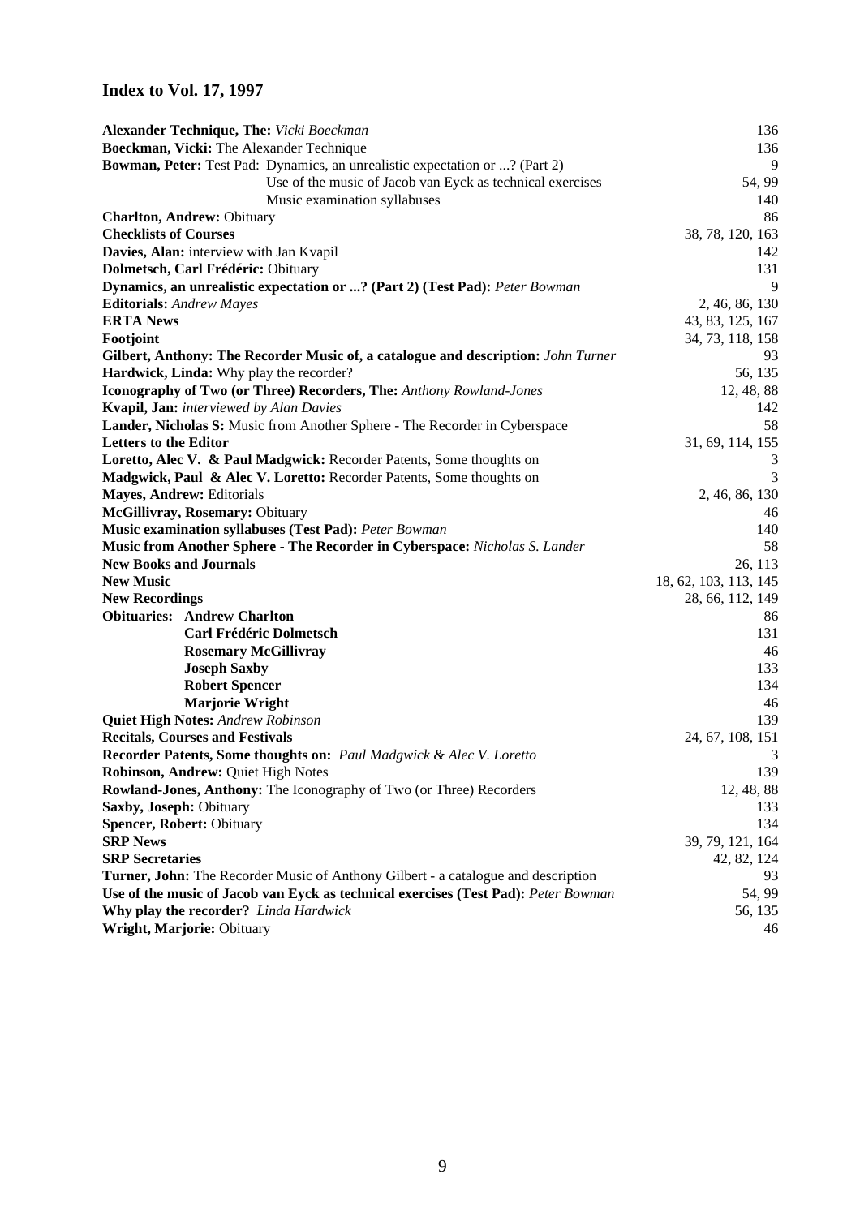# Index to Vol. 17, 1997

| | |
|---|---|
| **Alexander Technique, The:** *Vicki Boeckman* | 136 |
| **Boeckman, Vicki:** The Alexander Technique | 136 |
| **Bowman, Peter:** Test Pad: Dynamics, an unrealistic expectation or ...? (Part 2) | 9 |
| Use of the music of Jacob van Eyck as technical exercises | 54, 99 |
| Music examination syllabuses | 140 |
| **Charlton, Andrew:** Obituary | 86 |
| **Checklists of Courses** | 38, 78, 120, 163 |
| **Davies, Alan:** interview with Jan Kvapil | 142 |
| **Dolmetsch, Carl Frédéric:** Obituary | 131 |
| **Dynamics, an unrealistic expectation or ...? (Part 2) (Test Pad):** *Peter Bowman* | 9 |
| **Editorials:** *Andrew Mayes* | 2, 46, 86, 130 |
| **ERTA News** | 43, 83, 125, 167 |
| **Footjoint** | 34, 73, 118, 158 |
| **Gilbert, Anthony: The Recorder Music of, a catalogue and description:** *John Turner* | 93 |
| **Hardwick, Linda:** Why play the recorder? | 56, 135 |
| **Iconography of Two (or Three) Recorders, The:** *Anthony Rowland-Jones* | 12, 48, 88 |
| **Kvapil, Jan:** *interviewed by Alan Davies* | 142 |
| **Lander, Nicholas S:** Music from Another Sphere - The Recorder in Cyberspace | 58 |
| **Letters to the Editor** | 31, 69, 114, 155 |
| **Loretto, Alec V. & Paul Madgwick:** Recorder Patents, Some thoughts on | 3 |
| **Madgwick, Paul & Alec V. Loretto:** Recorder Patents, Some thoughts on | 3 |
| **Mayes, Andrew:** Editorials | 2, 46, 86, 130 |
| **McGillivray, Rosemary:** Obituary | 46 |
| **Music examination syllabuses (Test Pad):** *Peter Bowman* | 140 |
| **Music from Another Sphere - The Recorder in Cyberspace:** *Nicholas S. Lander* | 58 |
| **New Books and Journals** | 26, 113 |
| **New Music** | 18, 62, 103, 113, 145 |
| **New Recordings** | 28, 66, 112, 149 |
| **Obituaries: Andrew Charlton** | 86 |
| **Carl Frédéric Dolmetsch** | 131 |
| **Rosemary McGillivray** | 46 |
| **Joseph Saxby** | 133 |
| **Robert Spencer** | 134 |
| **Marjorie Wright** | 46 |
| **Quiet High Notes:** *Andrew Robinson* | 139 |
| **Recitals, Courses and Festivals** | 24, 67, 108, 151 |
| **Recorder Patents, Some thoughts on:** *Paul Madgwick & Alec V. Loretto* | 3 |
| **Robinson, Andrew:** Quiet High Notes | 139 |
| **Rowland-Jones, Anthony:** The Iconography of Two (or Three) Recorders | 12, 48, 88 |
| **Saxby, Joseph:** Obituary | 133 |
| **Spencer, Robert:** Obituary | 134 |
| **SRP News** | 39, 79, 121, 164 |
| **SRP Secretaries** | 42, 82, 124 |
| **Turner, John:** The Recorder Music of Anthony Gilbert - a catalogue and description | 93 |
| **Use of the music of Jacob van Eyck as technical exercises (Test Pad):** *Peter Bowman* | 54, 99 |
| **Why play the recorder?** *Linda Hardwick* | 56, 135 |
| **Wright, Marjorie:** Obituary | 46 |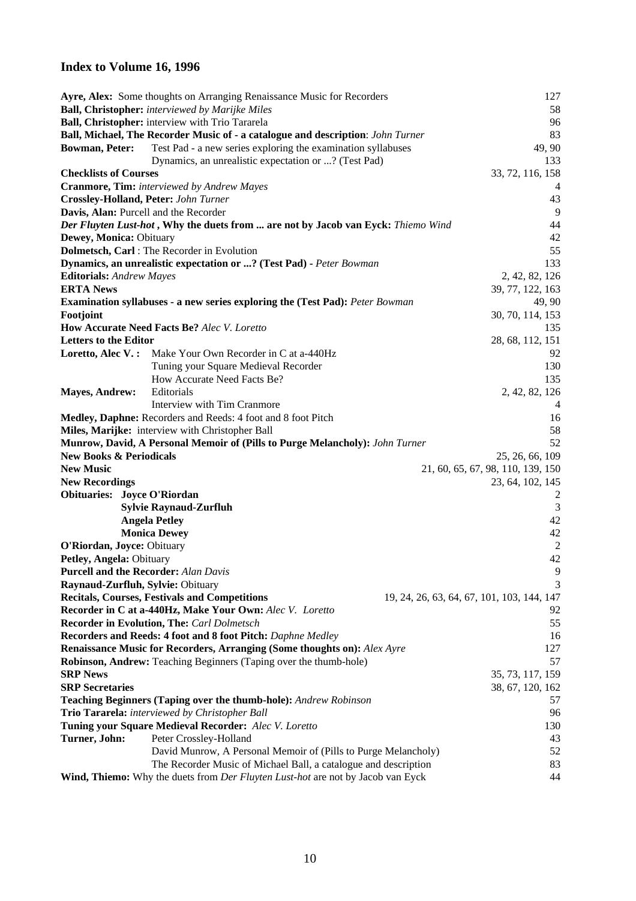## Index to Volume 16, 1996

**Ayre, Alex:** Some thoughts on Arranging Renaissance Music for Recorders 127
**Ball, Christopher:** *interviewed by Marijke Miles* 58
**Ball, Christopher:** interview with Trio Tararela 96
**Ball, Michael, The Recorder Music of - a catalogue and description**: *John Turner* 83
**Bowman, Peter:** Test Pad - a new series exploring the examination syllabuses 49, 90
Dynamics, an unrealistic expectation or ...? (Test Pad) 133
**Checklists of Courses** 33, 72, 116, 158
**Cranmore, Tim:** *interviewed by Andrew Mayes* 4
**Crossley-Holland, Peter:** *John Turner* 43
**Davis, Alan:** Purcell and the Recorder 9
***Der Fluyten Lust-hot*, Why the duets from ... are not by Jacob van Eyck:** *Thiemo Wind* 44
**Dewey, Monica:** Obituary 42
**Dolmetsch, Carl** : The Recorder in Evolution 55
**Dynamics, an unrealistic expectation or ...? (Test Pad)** - *Peter Bowman* 133
**Editorials:** *Andrew Mayes* 2, 42, 82, 126
**ERTA News** 39, 77, 122, 163
**Examination syllabuses - a new series exploring the (Test Pad):** *Peter Bowman* 49, 90
**Footjoint** 30, 70, 114, 153
**How Accurate Need Facts Be?** *Alec V. Loretto* 135
**Letters to the Editor** 28, 68, 112, 151
**Loretto, Alec V. :** Make Your Own Recorder in C at a-440Hz 92
Tuning your Square Medieval Recorder 130
How Accurate Need Facts Be? 135
**Mayes, Andrew:** Editorials 2, 42, 82, 126
Interview with Tim Cranmore 4
**Medley, Daphne:** Recorders and Reeds: 4 foot and 8 foot Pitch 16
**Miles, Marijke:** interview with Christopher Ball 58
**Munrow, David, A Personal Memoir of (Pills to Purge Melancholy):** *John Turner* 52
**New Books & Periodicals** 25, 26, 66, 109
**New Music** 21, 60, 65, 67, 98, 110, 139, 150
**New Recordings** 23, 64, 102, 145
**Obituaries: Joyce O'Riordan** 2
**Sylvie Raynaud-Zurfluh** 3
**Angela Petley** 42
**Monica Dewey** 42
**O'Riordan, Joyce:** Obituary 2
**Petley, Angela:** Obituary 42
**Purcell and the Recorder:** *Alan Davis* 9
**Raynaud-Zurfluh, Sylvie:** Obituary 3
**Recitals, Courses, Festivals and Competitions** 19, 24, 26, 63, 64, 67, 101, 103, 144, 147
**Recorder in C at a-440Hz, Make Your Own:** *Alec V. Loretto* 92
**Recorder in Evolution, The:** *Carl Dolmetsch* 55
**Recorders and Reeds: 4 foot and 8 foot Pitch:** *Daphne Medley* 16
**Renaissance Music for Recorders, Arranging (Some thoughts on):** *Alex Ayre* 127
**Robinson, Andrew:** Teaching Beginners (Taping over the thumb-hole) 57
**SRP News** 35, 73, 117, 159
**SRP Secretaries** 38, 67, 120, 162
**Teaching Beginners (Taping over the thumb-hole):** *Andrew Robinson* 57
**Trio Tararela:** *interviewed by Christopher Ball* 96
**Tuning your Square Medieval Recorder:** *Alec V. Loretto* 130
**Turner, John:** Peter Crossley-Holland 43
David Munrow, A Personal Memoir of (Pills to Purge Melancholy) 52
The Recorder Music of Michael Ball, a catalogue and description 83
**Wind, Thiemo:** Why the duets from *Der Fluyten Lust-hot* are not by Jacob van Eyck 44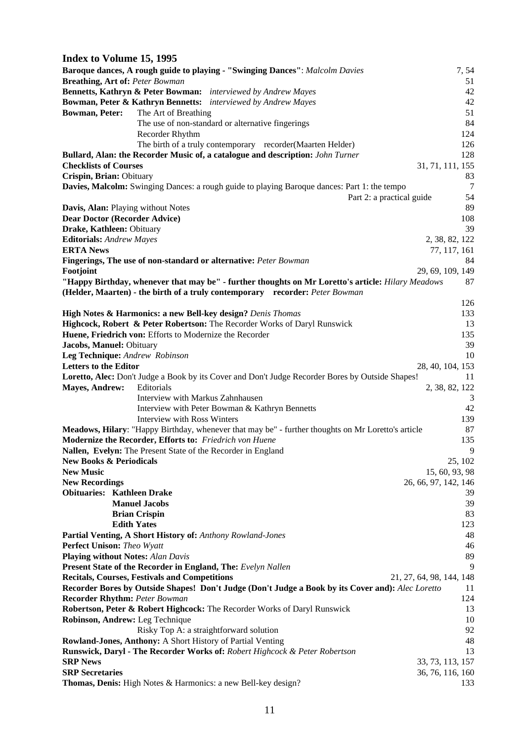## Index to Volume 15, 1995

**Baroque dances, A rough guide to playing - "Swinging Dances"**: *Malcolm Davies* 7, 54
**Breathing, Art of:** *Peter Bowman* 51
**Bennetts, Kathryn & Peter Bowman:** *interviewed by Andrew Mayes* 42
**Bowman, Peter & Kathryn Bennetts:** *interviewed by Andrew Mayes* 42
**Bowman, Peter:** The Art of Breathing 51
The use of non-standard or alternative fingerings 84
Recorder Rhythm 124
The birth of a truly contemporary recorder(Maarten Helder) 126
**Bullard, Alan: the Recorder Music of, a catalogue and description:** *John Turner* 128
**Checklists of Courses** 31, 71, 111, 155
**Crispin, Brian:** Obituary 83
**Davies, Malcolm:** Swinging Dances: a rough guide to playing Baroque dances: Part 1: the tempo 7
Part 2: a practical guide 54
**Davis, Alan:** Playing without Notes 89
**Dear Doctor (Recorder Advice)** 108
**Drake, Kathleen:** Obituary 39
**Editorials:** *Andrew Mayes* 2, 38, 82, 122
**ERTA News** 77, 117, 161
**Fingerings, The use of non-standard or alternative:** *Peter Bowman* 84
**Footjoint** 29, 69, 109, 149
**"Happy Birthday, whenever that may be" - further thoughts on Mr Loretto's article:** *Hilary Meadows* 87
**(Helder, Maarten) - the birth of a truly contemporary recorder:** *Peter Bowman* 126
**High Notes & Harmonics: a new Bell-key design?** *Denis Thomas* 133
**Highcock, Robert & Peter Robertson:** The Recorder Works of Daryl Runswick 13
**Huene, Friedrich von:** Efforts to Modernize the Recorder 135
**Jacobs, Manuel:** Obituary 39
**Leg Technique:** *Andrew Robinson* 10
**Letters to the Editor** 28, 40, 104, 153
**Loretto, Alec:** Don't Judge a Book by its Cover and Don't Judge Recorder Bores by Outside Shapes! 11
**Mayes, Andrew:** Editorials 2, 38, 82, 122
Interview with Markus Zahnhausen 3
Interview with Peter Bowman & Kathryn Bennetts 42
Interview with Ross Winters 139
**Meadows, Hilary**: "Happy Birthday, whenever that may be" - further thoughts on Mr Loretto's article 87
**Modernize the Recorder, Efforts to:** *Friedrich von Huene* 135
**Nallen, Evelyn:** The Present State of the Recorder in England 9
**New Books & Periodicals** 25, 102
**New Music** 15, 60, 93, 98
**New Recordings** 26, 66, 97, 142, 146
**Obituaries: Kathleen Drake** 39
**Manuel Jacobs** 39
**Brian Crispin** 83
**Edith Yates** 123
**Partial Venting, A Short History of:** *Anthony Rowland-Jones* 48
**Perfect Unison:** *Theo Wyatt* 46
**Playing without Notes:** *Alan Davis* 89
**Present State of the Recorder in England, The:** *Evelyn Nallen* 9
**Recitals, Courses, Festivals and Competitions** 21, 27, 64, 98, 144, 148
**Recorder Bores by Outside Shapes! Don't Judge (Don't Judge a Book by its Cover and):** *Alec Loretto* 11
**Recorder Rhythm:** *Peter Bowman* 124
**Robertson, Peter & Robert Highcock:** The Recorder Works of Daryl Runswick 13
**Robinson, Andrew:** Leg Technique 10
Risky Top A: a straightforward solution 92
**Rowland-Jones, Anthony:** A Short History of Partial Venting 48
**Runswick, Daryl - The Recorder Works of:** *Robert Highcock & Peter Robertson* 13
**SRP News** 33, 73, 113, 157
**SRP Secretaries** 36, 76, 116, 160
**Thomas, Denis:** High Notes & Harmonics: a new Bell-key design? 133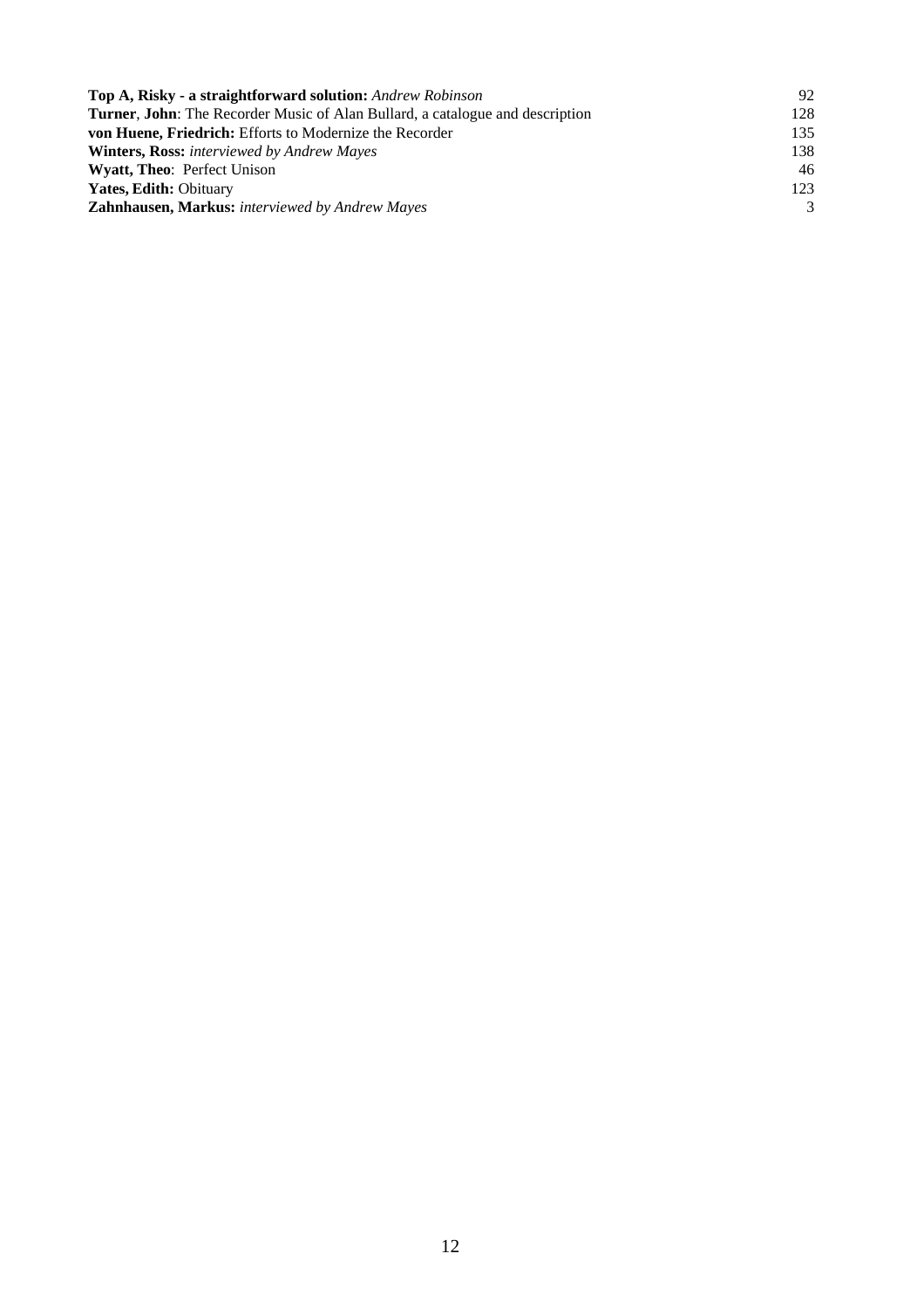| | |
|---|---|
| **Top A, Risky - a straightforward solution:** *Andrew Robinson* | 92 |
| **Turner**, **John**: The Recorder Music of Alan Bullard, a catalogue and description | 128 |
| **von Huene, Friedrich:** Efforts to Modernize the Recorder | 135 |
| **Winters, Ross:** *interviewed by Andrew Mayes* | 138 |
| **Wyatt, Theo**: Perfect Unison | 46 |
| **Yates, Edith:** Obituary | 123 |
| **Zahnhausen, Markus:** *interviewed by Andrew Mayes* | 3 |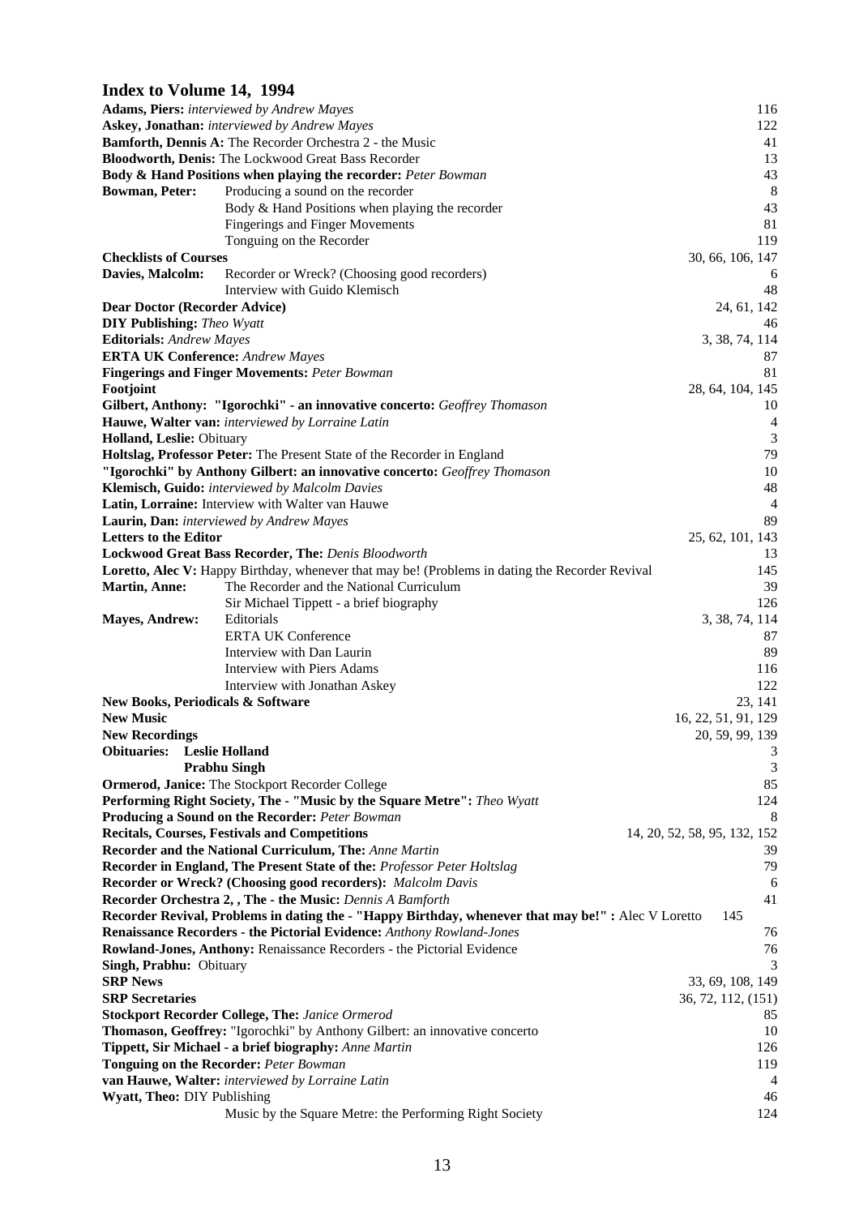## Index to Volume 14, 1994

| Entry | | Page(s) |
| --- | --- | --- |
| **Adams, Piers:** *interviewed by Andrew Mayes* | | 116 |
| **Askey, Jonathan:** *interviewed by Andrew Mayes* | | 122 |
| **Bamforth, Dennis A:** The Recorder Orchestra 2 - the Music | | 41 |
| **Bloodworth, Denis:** The Lockwood Great Bass Recorder | | 13 |
| **Body & Hand Positions when playing the recorder:** *Peter Bowman* | | 43 |
| **Bowman, Peter:** | Producing a sound on the recorder | 8 |
| | Body & Hand Positions when playing the recorder | 43 |
| | Fingerings and Finger Movements | 81 |
| | Tonguing on the Recorder | 119 |
| **Checklists of Courses** | | 30, 66, 106, 147 |
| **Davies, Malcolm:** | Recorder or Wreck? (Choosing good recorders) | 6 |
| | Interview with Guido Klemisch | 48 |
| **Dear Doctor (Recorder Advice)** | | 24, 61, 142 |
| **DIY Publishing:** *Theo Wyatt* | | 46 |
| **Editorials:** *Andrew Mayes* | | 3, 38, 74, 114 |
| **ERTA UK Conference:** *Andrew Mayes* | | 87 |
| **Fingerings and Finger Movements:** *Peter Bowman* | | 81 |
| **Footjoint** | | 28, 64, 104, 145 |
| **Gilbert, Anthony: "Igorochki" - an innovative concerto:** *Geoffrey Thomason* | | 10 |
| **Hauwe, Walter van:** *interviewed by Lorraine Latin* | | 4 |
| **Holland, Leslie:** Obituary | | 3 |
| **Holtslag, Professor Peter:** The Present State of the Recorder in England | | 79 |
| **"Igorochki" by Anthony Gilbert: an innovative concerto:** *Geoffrey Thomason* | | 10 |
| **Klemisch, Guido:** *interviewed by Malcolm Davies* | | 48 |
| **Latin, Lorraine:** Interview with Walter van Hauwe | | 4 |
| **Laurin, Dan:** *interviewed by Andrew Mayes* | | 89 |
| **Letters to the Editor** | | 25, 62, 101, 143 |
| **Lockwood Great Bass Recorder, The:** *Denis Bloodworth* | | 13 |
| **Loretto, Alec V:** Happy Birthday, whenever that may be! (Problems in dating the Recorder Revival | | 145 |
| **Martin, Anne:** | The Recorder and the National Curriculum | 39 |
| | Sir Michael Tippett - a brief biography | 126 |
| **Mayes, Andrew:** | Editorials | 3, 38, 74, 114 |
| | ERTA UK Conference | 87 |
| | Interview with Dan Laurin | 89 |
| | Interview with Piers Adams | 116 |
| | Interview with Jonathan Askey | 122 |
| **New Books, Periodicals & Software** | | 23, 141 |
| **New Music** | | 16, 22, 51, 91, 129 |
| **New Recordings** | | 20, 59, 99, 139 |
| **Obituaries:** | **Leslie Holland** | 3 |
| | **Prabhu Singh** | 3 |
| **Ormerod, Janice:** The Stockport Recorder College | | 85 |
| **Performing Right Society, The - "Music by the Square Metre":** *Theo Wyatt* | | 124 |
| **Producing a Sound on the Recorder:** *Peter Bowman* | | 8 |
| **Recitals, Courses, Festivals and Competitions** | | 14, 20, 52, 58, 95, 132, 152 |
| **Recorder and the National Curriculum, The:** *Anne Martin* | | 39 |
| **Recorder in England, The Present State of the:** *Professor Peter Holtslag* | | 79 |
| **Recorder or Wreck? (Choosing good recorders):** *Malcolm Davis* | | 6 |
| **Recorder Orchestra 2, , The - the Music:** *Dennis A Bamforth* | | 41 |
| **Recorder Revival, Problems in dating the - "Happy Birthday, whenever that may be!" :** Alec V Loretto | | 145 |
| **Renaissance Recorders - the Pictorial Evidence:** *Anthony Rowland-Jones* | | 76 |
| **Rowland-Jones, Anthony:** Renaissance Recorders - the Pictorial Evidence | | 76 |
| **Singh, Prabhu:** Obituary | | 3 |
| **SRP News** | | 33, 69, 108, 149 |
| **SRP Secretaries** | | 36, 72, 112, (151) |
| **Stockport Recorder College, The:** *Janice Ormerod* | | 85 |
| **Thomason, Geoffrey:** "Igorochki" by Anthony Gilbert: an innovative concerto | | 10 |
| **Tippett, Sir Michael - a brief biography:** *Anne Martin* | | 126 |
| **Tonguing on the Recorder:** *Peter Bowman* | | 119 |
| **van Hauwe, Walter:** *interviewed by Lorraine Latin* | | 4 |
| **Wyatt, Theo:** DIY Publishing | | 46 |
| | Music by the Square Metre: the Performing Right Society | 124 |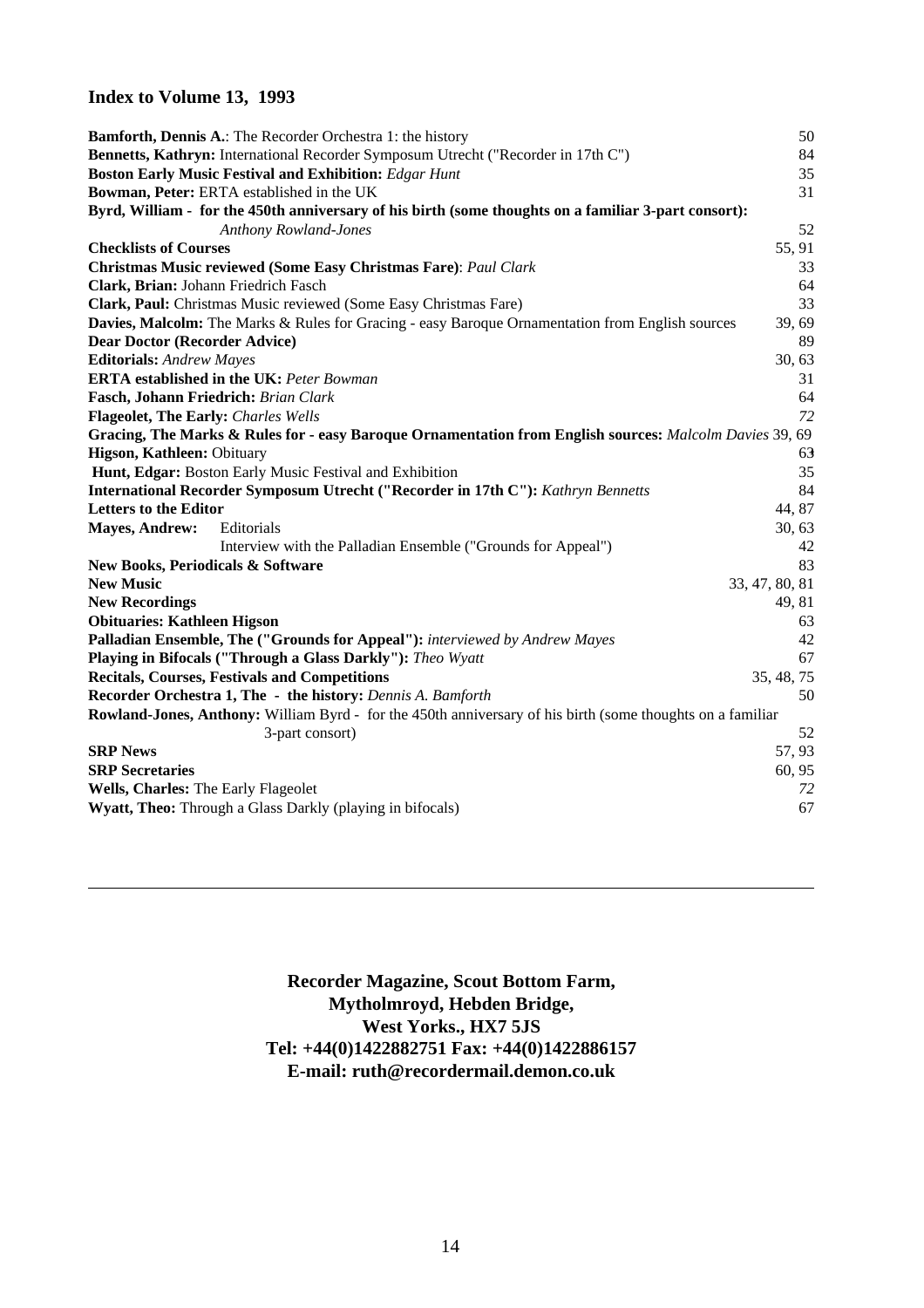## Index to Volume 13, 1993

**Bamforth, Dennis A.**: The Recorder Orchestra 1: the history 50
**Bennetts, Kathryn:** International Recorder Symposum Utrecht ("Recorder in 17th C") 84
**Boston Early Music Festival and Exhibition:** *Edgar Hunt* 35
**Bowman, Peter:** ERTA established in the UK 31
**Byrd, William - for the 450th anniversary of his birth (some thoughts on a familiar 3-part consort):** *Anthony Rowland-Jones* 52
**Checklists of Courses** 55, 91
**Christmas Music reviewed (Some Easy Christmas Fare)**: *Paul Clark* 33
**Clark, Brian:** Johann Friedrich Fasch 64
**Clark, Paul:** Christmas Music reviewed (Some Easy Christmas Fare) 33
**Davies, Malcolm:** The Marks & Rules for Gracing - easy Baroque Ornamentation from English sources 39, 69
**Dear Doctor (Recorder Advice)** 89
**Editorials:** *Andrew Mayes* 30, 63
**ERTA established in the UK:** *Peter Bowman* 31
**Fasch, Johann Friedrich:** *Brian Clark* 64
**Flageolet, The Early:** *Charles Wells* 72
**Gracing, The Marks & Rules for - easy Baroque Ornamentation from English sources:** *Malcolm Davies* 39, 69
**Higson, Kathleen:** Obituary 63
**Hunt, Edgar:** Boston Early Music Festival and Exhibition 35
**International Recorder Symposum Utrecht ("Recorder in 17th C"):** *Kathryn Bennetts* 84
**Letters to the Editor** 44, 87
**Mayes, Andrew:** Editorials 30, 63
Interview with the Palladian Ensemble ("Grounds for Appeal") 42
**New Books, Periodicals & Software** 83
**New Music** 33, 47, 80, 81
**New Recordings** 49, 81
**Obituaries: Kathleen Higson** 63
**Palladian Ensemble, The ("Grounds for Appeal"):** *interviewed by Andrew Mayes* 42
**Playing in Bifocals ("Through a Glass Darkly"):** *Theo Wyatt* 67
**Recitals, Courses, Festivals and Competitions** 35, 48, 75
**Recorder Orchestra 1, The - the history:** *Dennis A. Bamforth* 50
**Rowland-Jones, Anthony:** William Byrd - for the 450th anniversary of his birth (some thoughts on a familiar 3-part consort) 52
**SRP News** 57, 93
**SRP Secretaries** 60, 95
**Wells, Charles:** The Early Flageolet 72
**Wyatt, Theo:** Through a Glass Darkly (playing in bifocals) 67

---

**Recorder Magazine, Scout Bottom Farm,**
**Mytholmroyd, Hebden Bridge,**
**West Yorks., HX7 5JS**
**Tel: +44(0)1422882751 Fax: +44(0)1422886157**
**E-mail: ruth@recordermail.demon.co.uk**